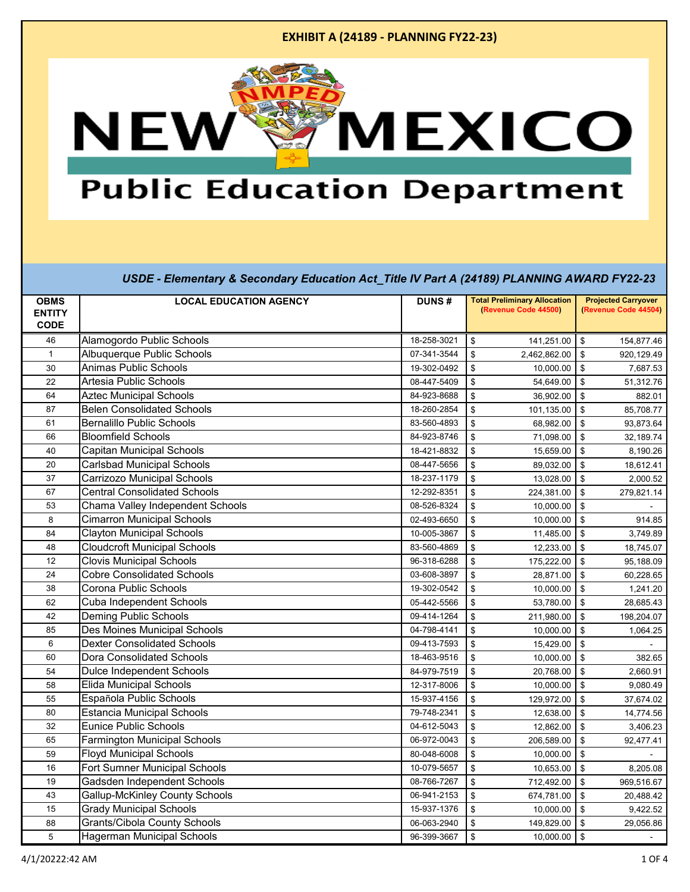# EXHIBIT A (24189 - PLANNING FY22-23)

NEW MEXICO Public Education Department

*USDE - Elementary & Secondary Education Act_Title IV Part A (24189) PLANNING AWARD FY22-23*

| OBMS ENTITY CODE | LOCAL EDUCATION AGENCY | DUNS # | Total Preliminary Allocation (Revenue Code 44500) | Projected Carryover (Revenue Code 44504) |
|---|---|---|---|---|
| 46 | Alamogordo Public Schools | 18-258-3021 | $ 141,251.00 | $ 154,877.46 |
| 1 | Albuquerque Public Schools | 07-341-3544 | $ 2,462,862.00 | $ 920,129.49 |
| 30 | Animas Public Schools | 19-302-0492 | $ 10,000.00 | $ 7,687.53 |
| 22 | Artesia Public Schools | 08-447-5409 | $ 54,649.00 | $ 51,312.76 |
| 64 | Aztec Municipal Schools | 84-923-8688 | $ 36,902.00 | $ 882.01 |
| 87 | Belen Consolidated Schools | 18-260-2854 | $ 101,135.00 | $ 85,708.77 |
| 61 | Bernalillo Public Schools | 83-560-4893 | $ 68,982.00 | $ 93,873.64 |
| 66 | Bloomfield Schools | 84-923-8746 | $ 71,098.00 | $ 32,189.74 |
| 40 | Capitan Municipal Schools | 18-421-8832 | $ 15,659.00 | $ 8,190.26 |
| 20 | Carlsbad Municipal Schools | 08-447-5656 | $ 89,032.00 | $ 18,612.41 |
| 37 | Carrizozo Municipal Schools | 18-237-1179 | $ 13,028.00 | $ 2,000.52 |
| 67 | Central Consolidated Schools | 12-292-8351 | $ 224,381.00 | $ 279,821.14 |
| 53 | Chama Valley Independent Schools | 08-526-8324 | $ 10,000.00 | $ - |
| 8 | Cimarron Municipal Schools | 02-493-6650 | $ 10,000.00 | $ 914.85 |
| 84 | Clayton Municipal Schools | 10-005-3867 | $ 11,485.00 | $ 3,749.89 |
| 48 | Cloudcroft Municipal Schools | 83-560-4869 | $ 12,233.00 | $ 18,745.07 |
| 12 | Clovis Municipal Schools | 96-318-6288 | $ 175,222.00 | $ 95,188.09 |
| 24 | Cobre Consolidated Schools | 03-608-3897 | $ 28,871.00 | $ 60,228.65 |
| 38 | Corona Public Schools | 19-302-0542 | $ 10,000.00 | $ 1,241.20 |
| 62 | Cuba Independent Schools | 05-442-5566 | $ 53,780.00 | $ 28,685.43 |
| 42 | Deming Public Schools | 09-414-1264 | $ 211,980.00 | $ 198,204.07 |
| 85 | Des Moines Municipal Schools | 04-798-4141 | $ 10,000.00 | $ 1,064.25 |
| 6 | Dexter Consolidated Schools | 09-413-7593 | $ 15,429.00 | $ - |
| 60 | Dora Consolidated Schools | 18-463-9516 | $ 10,000.00 | $ 382.65 |
| 54 | Dulce Independent Schools | 84-979-7519 | $ 20,768.00 | $ 2,660.91 |
| 58 | Elida Municipal Schools | 12-317-8006 | $ 10,000.00 | $ 9,080.49 |
| 55 | Española Public Schools | 15-937-4156 | $ 129,972.00 | $ 37,674.02 |
| 80 | Estancia Municipal Schools | 79-748-2341 | $ 12,638.00 | $ 14,774.56 |
| 32 | Eunice Public Schools | 04-612-5043 | $ 12,862.00 | $ 3,406.23 |
| 65 | Farmington Municipal Schools | 06-972-0043 | $ 206,589.00 | $ 92,477.41 |
| 59 | Floyd Municipal Schools | 80-048-6008 | $ 10,000.00 | $ - |
| 16 | Fort Sumner Municipal Schools | 10-079-5657 | $ 10,653.00 | $ 8,205.08 |
| 19 | Gadsden Independent Schools | 08-766-7267 | $ 712,492.00 | $ 969,516.67 |
| 43 | Gallup-McKinley County Schools | 06-941-2153 | $ 674,781.00 | $ 20,488.42 |
| 15 | Grady Municipal Schools | 15-937-1376 | $ 10,000.00 | $ 9,422.52 |
| 88 | Grants/Cibola County Schools | 06-063-2940 | $ 149,829.00 | $ 29,056.86 |
| 5 | Hagerman Municipal Schools | 96-399-3667 | $ 10,000.00 | $ - |

4/1/20222:42 AM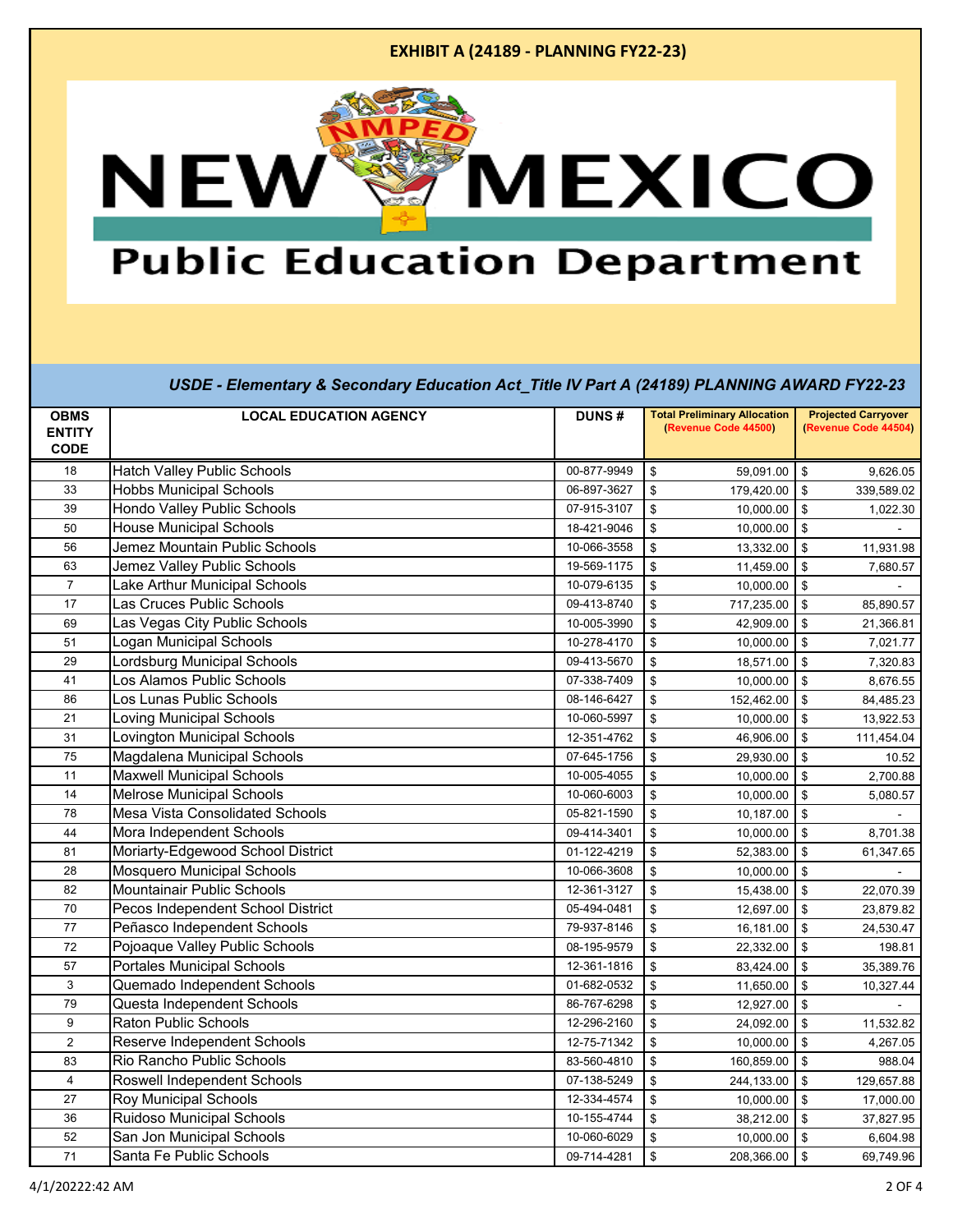# EXHIBIT A (24189 - PLANNING FY22-23)

NEW MEXICO Public Education Department

***USDE - Elementary & Secondary Education Act_Title IV Part A (24189) PLANNING AWARD FY22-23***

| OBMS ENTITY CODE | LOCAL EDUCATION AGENCY | DUNS # | Total Preliminary Allocation (Revenue Code 44500) | Projected Carryover (Revenue Code 44504) |
|---|---|---|---|---|
| 18 | Hatch Valley Public Schools | 00-877-9949 | $ 59,091.00 | $ 9,626.05 |
| 33 | Hobbs Municipal Schools | 06-897-3627 | $ 179,420.00 | $ 339,589.02 |
| 39 | Hondo Valley Public Schools | 07-915-3107 | $ 10,000.00 | $ 1,022.30 |
| 50 | House Municipal Schools | 18-421-9046 | $ 10,000.00 | $ - |
| 56 | Jemez Mountain Public Schools | 10-066-3558 | $ 13,332.00 | $ 11,931.98 |
| 63 | Jemez Valley Public Schools | 19-569-1175 | $ 11,459.00 | $ 7,680.57 |
| 7 | Lake Arthur Municipal Schools | 10-079-6135 | $ 10,000.00 | $ - |
| 17 | Las Cruces Public Schools | 09-413-8740 | $ 717,235.00 | $ 85,890.57 |
| 69 | Las Vegas City Public Schools | 10-005-3990 | $ 42,909.00 | $ 21,366.81 |
| 51 | Logan Municipal Schools | 10-278-4170 | $ 10,000.00 | $ 7,021.77 |
| 29 | Lordsburg Municipal Schools | 09-413-5670 | $ 18,571.00 | $ 7,320.83 |
| 41 | Los Alamos Public Schools | 07-338-7409 | $ 10,000.00 | $ 8,676.55 |
| 86 | Los Lunas Public Schools | 08-146-6427 | $ 152,462.00 | $ 84,485.23 |
| 21 | Loving Municipal Schools | 10-060-5997 | $ 10,000.00 | $ 13,922.53 |
| 31 | Lovington Municipal Schools | 12-351-4762 | $ 46,906.00 | $ 111,454.04 |
| 75 | Magdalena Municipal Schools | 07-645-1756 | $ 29,930.00 | $ 10.52 |
| 11 | Maxwell Municipal Schools | 10-005-4055 | $ 10,000.00 | $ 2,700.88 |
| 14 | Melrose Municipal Schools | 10-060-6003 | $ 10,000.00 | $ 5,080.57 |
| 78 | Mesa Vista Consolidated Schools | 05-821-1590 | $ 10,187.00 | $ - |
| 44 | Mora Independent Schools | 09-414-3401 | $ 10,000.00 | $ 8,701.38 |
| 81 | Moriarty-Edgewood School District | 01-122-4219 | $ 52,383.00 | $ 61,347.65 |
| 28 | Mosquero Municipal Schools | 10-066-3608 | $ 10,000.00 | $ - |
| 82 | Mountainair Public Schools | 12-361-3127 | $ 15,438.00 | $ 22,070.39 |
| 70 | Pecos Independent School District | 05-494-0481 | $ 12,697.00 | $ 23,879.82 |
| 77 | Peñasco Independent Schools | 79-937-8146 | $ 16,181.00 | $ 24,530.47 |
| 72 | Pojoaque Valley Public Schools | 08-195-9579 | $ 22,332.00 | $ 198.81 |
| 57 | Portales Municipal Schools | 12-361-1816 | $ 83,424.00 | $ 35,389.76 |
| 3 | Quemado Independent Schools | 01-682-0532 | $ 11,650.00 | $ 10,327.44 |
| 79 | Questa Independent Schools | 86-767-6298 | $ 12,927.00 | $ - |
| 9 | Raton Public Schools | 12-296-2160 | $ 24,092.00 | $ 11,532.82 |
| 2 | Reserve Independent Schools | 12-75-71342 | $ 10,000.00 | $ 4,267.05 |
| 83 | Rio Rancho Public Schools | 83-560-4810 | $ 160,859.00 | $ 988.04 |
| 4 | Roswell Independent Schools | 07-138-5249 | $ 244,133.00 | $ 129,657.88 |
| 27 | Roy Municipal Schools | 12-334-4574 | $ 10,000.00 | $ 17,000.00 |
| 36 | Ruidoso Municipal Schools | 10-155-4744 | $ 38,212.00 | $ 37,827.95 |
| 52 | San Jon Municipal Schools | 10-060-6029 | $ 10,000.00 | $ 6,604.98 |
| 71 | Santa Fe Public Schools | 09-714-4281 | $ 208,366.00 | $ 69,749.96 |

4/1/20222:42 AM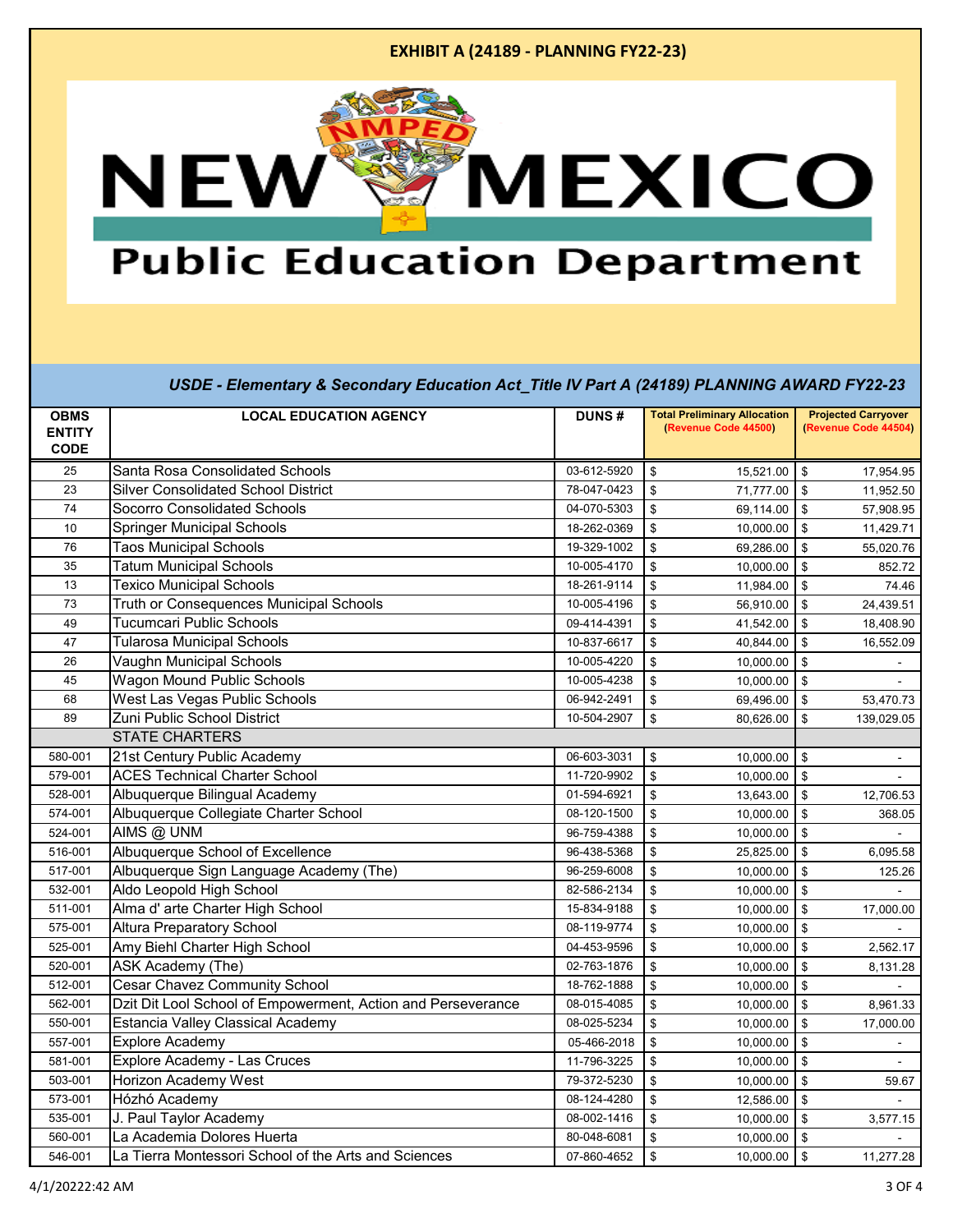**EXHIBIT A (24189 - PLANNING FY22-23)**

NEW MEXICO Public Education Department

***USDE - Elementary & Secondary Education Act_Title IV Part A (24189) PLANNING AWARD FY22-23***

| OBMS ENTITY CODE | LOCAL EDUCATION AGENCY | DUNS # | Total Preliminary Allocation (Revenue Code 44500) | Projected Carryover (Revenue Code 44504) |
|---|---|---|---|---|
| 25 | Santa Rosa Consolidated Schools | 03-612-5920 | $ 15,521.00 | $ 17,954.95 |
| 23 | Silver Consolidated School District | 78-047-0423 | $ 71,777.00 | $ 11,952.50 |
| 74 | Socorro Consolidated Schools | 04-070-5303 | $ 69,114.00 | $ 57,908.95 |
| 10 | Springer Municipal Schools | 18-262-0369 | $ 10,000.00 | $ 11,429.71 |
| 76 | Taos Municipal Schools | 19-329-1002 | $ 69,286.00 | $ 55,020.76 |
| 35 | Tatum Municipal Schools | 10-005-4170 | $ 10,000.00 | $ 852.72 |
| 13 | Texico Municipal Schools | 18-261-9114 | $ 11,984.00 | $ 74.46 |
| 73 | Truth or Consequences Municipal Schools | 10-005-4196 | $ 56,910.00 | $ 24,439.51 |
| 49 | Tucumcari Public Schools | 09-414-4391 | $ 41,542.00 | $ 18,408.90 |
| 47 | Tularosa Municipal Schools | 10-837-6617 | $ 40,844.00 | $ 16,552.09 |
| 26 | Vaughn Municipal Schools | 10-005-4220 | $ 10,000.00 | $ - |
| 45 | Wagon Mound Public Schools | 10-005-4238 | $ 10,000.00 | $ - |
| 68 | West Las Vegas Public Schools | 06-942-2491 | $ 69,496.00 | $ 53,470.73 |
| 89 | Zuni Public School District | 10-504-2907 | $ 80,626.00 | $ 139,029.05 |
| | STATE CHARTERS | | | |
| 580-001 | 21st Century Public Academy | 06-603-3031 | $ 10,000.00 | $ - |
| 579-001 | ACES Technical Charter School | 11-720-9902 | $ 10,000.00 | $ - |
| 528-001 | Albuquerque Bilingual Academy | 01-594-6921 | $ 13,643.00 | $ 12,706.53 |
| 574-001 | Albuquerque Collegiate Charter School | 08-120-1500 | $ 10,000.00 | $ 368.05 |
| 524-001 | AIMS @ UNM | 96-759-4388 | $ 10,000.00 | $ - |
| 516-001 | Albuquerque School of Excellence | 96-438-5368 | $ 25,825.00 | $ 6,095.58 |
| 517-001 | Albuquerque Sign Language Academy (The) | 96-259-6008 | $ 10,000.00 | $ 125.26 |
| 532-001 | Aldo Leopold High School | 82-586-2134 | $ 10,000.00 | $ - |
| 511-001 | Alma d' arte Charter High School | 15-834-9188 | $ 10,000.00 | $ 17,000.00 |
| 575-001 | Altura Preparatory School | 08-119-9774 | $ 10,000.00 | $ - |
| 525-001 | Amy Biehl Charter High School | 04-453-9596 | $ 10,000.00 | $ 2,562.17 |
| 520-001 | ASK Academy (The) | 02-763-1876 | $ 10,000.00 | $ 8,131.28 |
| 512-001 | Cesar Chavez Community School | 18-762-1888 | $ 10,000.00 | $ - |
| 562-001 | Dzit Dit Lool School of Empowerment, Action and Perseverance | 08-015-4085 | $ 10,000.00 | $ 8,961.33 |
| 550-001 | Estancia Valley Classical Academy | 08-025-5234 | $ 10,000.00 | $ 17,000.00 |
| 557-001 | Explore Academy | 05-466-2018 | $ 10,000.00 | $ - |
| 581-001 | Explore Academy - Las Cruces | 11-796-3225 | $ 10,000.00 | $ - |
| 503-001 | Horizon Academy West | 79-372-5230 | $ 10,000.00 | $ 59.67 |
| 573-001 | Hózhó Academy | 08-124-4280 | $ 12,586.00 | $ - |
| 535-001 | J. Paul Taylor Academy | 08-002-1416 | $ 10,000.00 | $ 3,577.15 |
| 560-001 | La Academia Dolores Huerta | 80-048-6081 | $ 10,000.00 | $ - |
| 546-001 | La Tierra Montessori School of the Arts and Sciences | 07-860-4652 | $ 10,000.00 | $ 11,277.28 |

4/1/20222:42 AM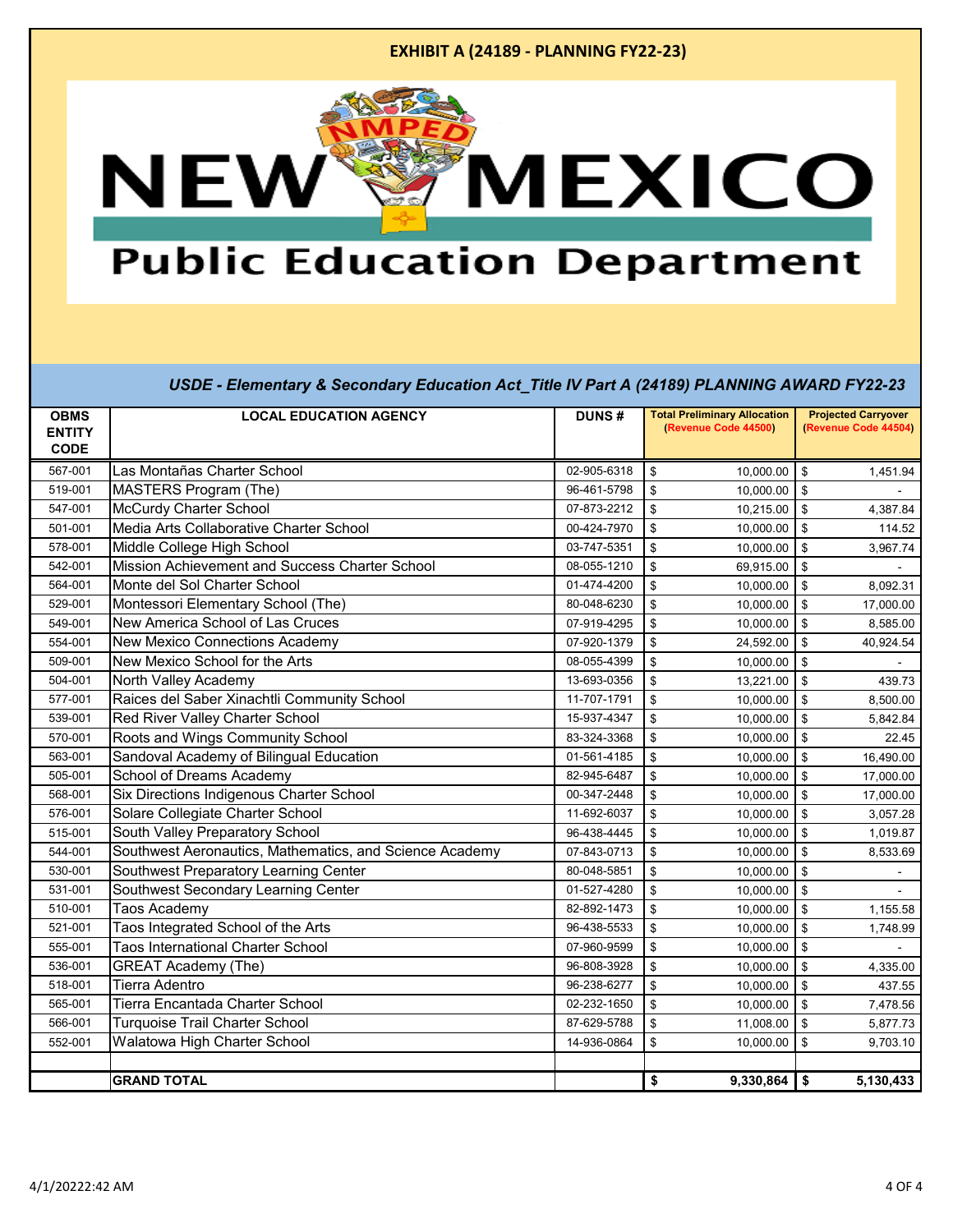**EXHIBIT A (24189 - PLANNING FY22-23)**

**NEW MEXICO Public Education Department**

***USDE - Elementary & Secondary Education Act_Title IV Part A (24189) PLANNING AWARD FY22-23***

| OBMS ENTITY CODE | LOCAL EDUCATION AGENCY | DUNS # | Total Preliminary Allocation (Revenue Code 44500) | Projected Carryover (Revenue Code 44504) |
|---|---|---|---|---|
| 567-001 | Las Montañas Charter School | 02-905-6318 | $ 10,000.00 | $ 1,451.94 |
| 519-001 | MASTERS Program (The) | 96-461-5798 | $ 10,000.00 | $ - |
| 547-001 | McCurdy Charter School | 07-873-2212 | $ 10,215.00 | $ 4,387.84 |
| 501-001 | Media Arts Collaborative Charter School | 00-424-7970 | $ 10,000.00 | $ 114.52 |
| 578-001 | Middle College High School | 03-747-5351 | $ 10,000.00 | $ 3,967.74 |
| 542-001 | Mission Achievement and Success Charter School | 08-055-1210 | $ 69,915.00 | $ - |
| 564-001 | Monte del Sol Charter School | 01-474-4200 | $ 10,000.00 | $ 8,092.31 |
| 529-001 | Montessori Elementary School (The) | 80-048-6230 | $ 10,000.00 | $ 17,000.00 |
| 549-001 | New America School of Las Cruces | 07-919-4295 | $ 10,000.00 | $ 8,585.00 |
| 554-001 | New Mexico Connections Academy | 07-920-1379 | $ 24,592.00 | $ 40,924.54 |
| 509-001 | New Mexico School for the Arts | 08-055-4399 | $ 10,000.00 | $ - |
| 504-001 | North Valley Academy | 13-693-0356 | $ 13,221.00 | $ 439.73 |
| 577-001 | Raices del Saber Xinachtli Community School | 11-707-1791 | $ 10,000.00 | $ 8,500.00 |
| 539-001 | Red River Valley Charter School | 15-937-4347 | $ 10,000.00 | $ 5,842.84 |
| 570-001 | Roots and Wings Community School | 83-324-3368 | $ 10,000.00 | $ 22.45 |
| 563-001 | Sandoval Academy of Bilingual Education | 01-561-4185 | $ 10,000.00 | $ 16,490.00 |
| 505-001 | School of Dreams Academy | 82-945-6487 | $ 10,000.00 | $ 17,000.00 |
| 568-001 | Six Directions Indigenous Charter School | 00-347-2448 | $ 10,000.00 | $ 17,000.00 |
| 576-001 | Solare Collegiate Charter School | 11-692-6037 | $ 10,000.00 | $ 3,057.28 |
| 515-001 | South Valley Preparatory School | 96-438-4445 | $ 10,000.00 | $ 1,019.87 |
| 544-001 | Southwest Aeronautics, Mathematics, and Science Academy | 07-843-0713 | $ 10,000.00 | $ 8,533.69 |
| 530-001 | Southwest Preparatory Learning Center | 80-048-5851 | $ 10,000.00 | $ - |
| 531-001 | Southwest Secondary Learning Center | 01-527-4280 | $ 10,000.00 | $ - |
| 510-001 | Taos Academy | 82-892-1473 | $ 10,000.00 | $ 1,155.58 |
| 521-001 | Taos Integrated School of the Arts | 96-438-5533 | $ 10,000.00 | $ 1,748.99 |
| 555-001 | Taos International Charter School | 07-960-9599 | $ 10,000.00 | $ - |
| 536-001 | GREAT Academy (The) | 96-808-3928 | $ 10,000.00 | $ 4,335.00 |
| 518-001 | Tierra Adentro | 96-238-6277 | $ 10,000.00 | $ 437.55 |
| 565-001 | Tierra Encantada Charter School | 02-232-1650 | $ 10,000.00 | $ 7,478.56 |
| 566-001 | Turquoise Trail Charter School | 87-629-5788 | $ 11,008.00 | $ 5,877.73 |
| 552-001 | Walatowa High Charter School | 14-936-0864 | $ 10,000.00 | $ 9,703.10 |
| | | | | |
| | **GRAND TOTAL** | | **$ 9,330,864** | **$ 5,130,433** |

4/1/20222:42 AM